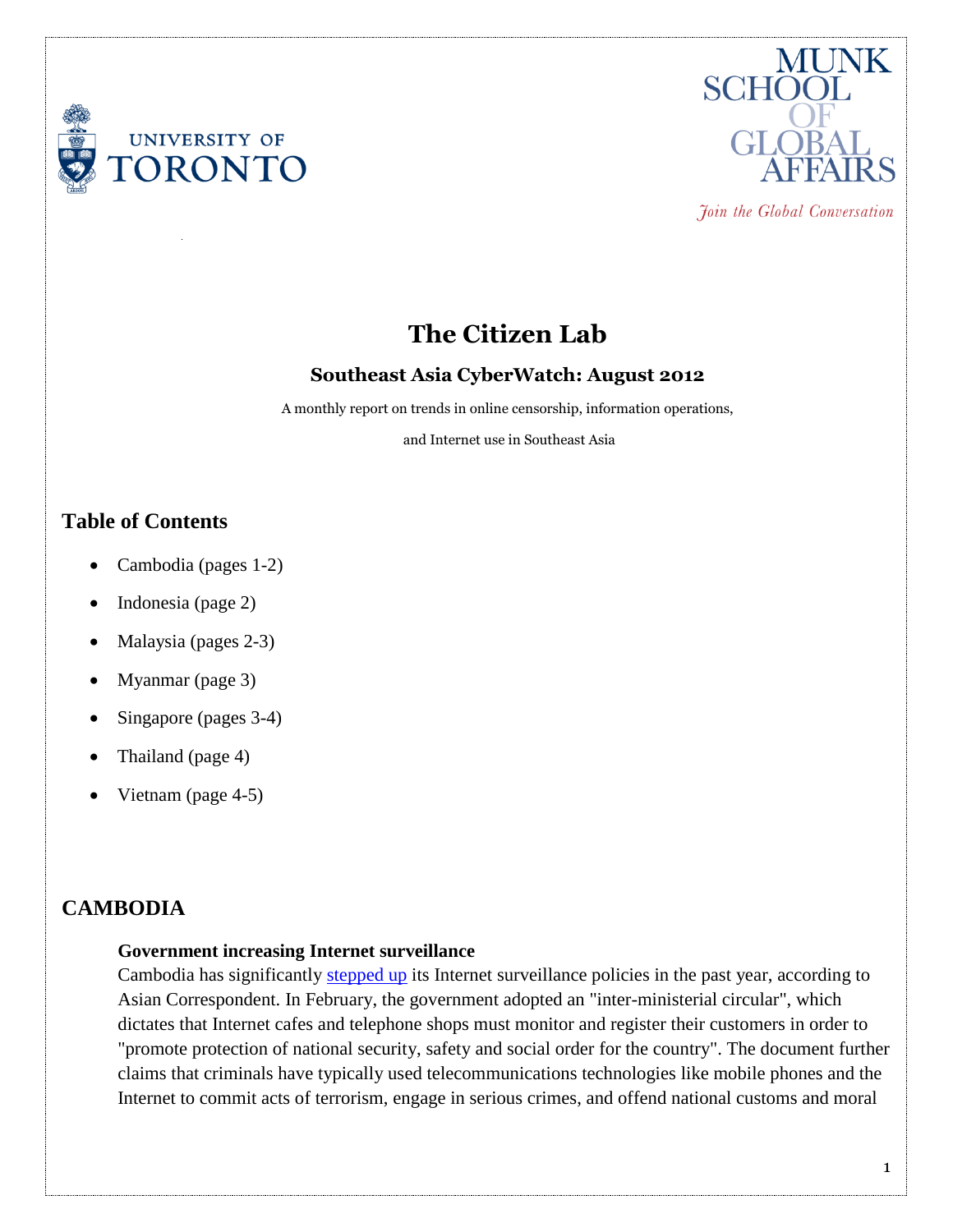# The Citizen Lab

## Southeast Asia CyberWatch: August 2012

A monthly report on trends in online censorship, information operations,

and Internet use in Southeast Asia

## Table of Contents

- Cambodia (pages 1-2)
- Indonesia (page 2)
- Malaysia (pages 2-3)
- Myanmar (page 3)
- Singapore (pages 3-4)
- Thailand (page 4)
- Vietnam (page 4-5)

## CAMBODIA

**Government increasing Internet surveillance**

Cambodia has significantly stepped up its Internet surveillance policies in the past year, according to Asian Correspondent. In February, the government adopted an "inter-ministerial circular", which dictates that Internet cafes and telephone shops must monitor and register their customers in order to "promote protection of national security, safety and social order for the country". The document further claims that criminals have typically used telecommunications technologies like mobile phones and the Internet to commit acts of terrorism, engage in serious crimes, and offend national customs and moral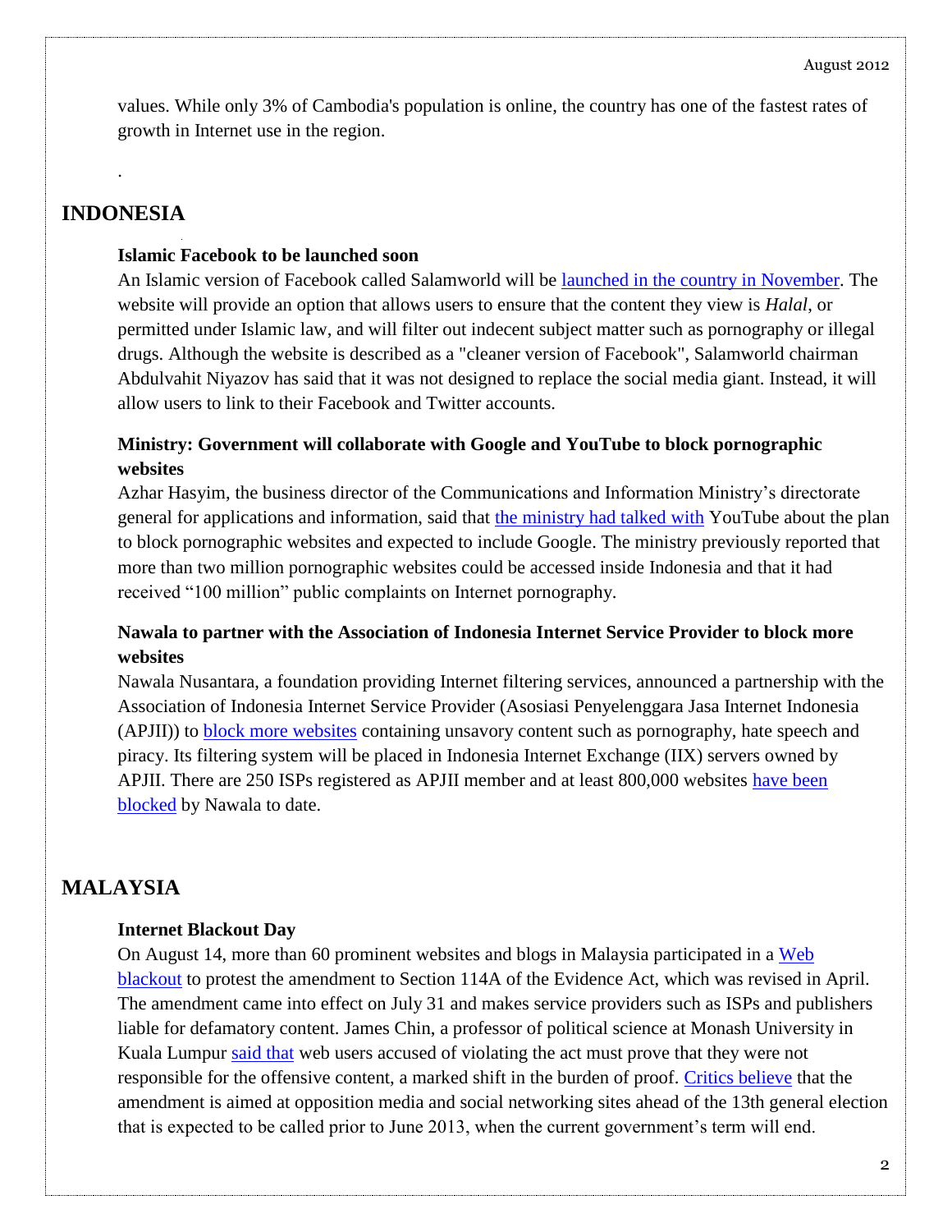values. While only 3% of Cambodia's population is online, the country has one of the fastest rates of growth in Internet use in the region.

.

## INDONESIA

### Islamic Facebook to be launched soon

An Islamic version of Facebook called Salamworld will be launched in the country in November. The website will provide an option that allows users to ensure that the content they view is *Halal*, or permitted under Islamic law, and will filter out indecent subject matter such as pornography or illegal drugs. Although the website is described as a "cleaner version of Facebook", Salamworld chairman Abdulvahit Niyazov has said that it was not designed to replace the social media giant. Instead, it will allow users to link to their Facebook and Twitter accounts.

### Ministry: Government will collaborate with Google and YouTube to block pornographic websites

Azhar Hasyim, the business director of the Communications and Information Ministry's directorate general for applications and information, said that the ministry had talked with YouTube about the plan to block pornographic websites and expected to include Google. The ministry previously reported that more than two million pornographic websites could be accessed inside Indonesia and that it had received "100 million" public complaints on Internet pornography.

### Nawala to partner with the Association of Indonesia Internet Service Provider to block more websites

Nawala Nusantara, a foundation providing Internet filtering services, announced a partnership with the Association of Indonesia Internet Service Provider (Asosiasi Penyelenggara Jasa Internet Indonesia (APJII)) to block more websites containing unsavory content such as pornography, hate speech and piracy. Its filtering system will be placed in Indonesia Internet Exchange (IIX) servers owned by APJII. There are 250 ISPs registered as APJII member and at least 800,000 websites have been blocked by Nawala to date.

## MALAYSIA

### Internet Blackout Day

On August 14, more than 60 prominent websites and blogs in Malaysia participated in a Web blackout to protest the amendment to Section 114A of the Evidence Act, which was revised in April. The amendment came into effect on July 31 and makes service providers such as ISPs and publishers liable for defamatory content. James Chin, a professor of political science at Monash University in Kuala Lumpur said that web users accused of violating the act must prove that they were not responsible for the offensive content, a marked shift in the burden of proof. Critics believe that the amendment is aimed at opposition media and social networking sites ahead of the 13th general election that is expected to be called prior to June 2013, when the current government's term will end.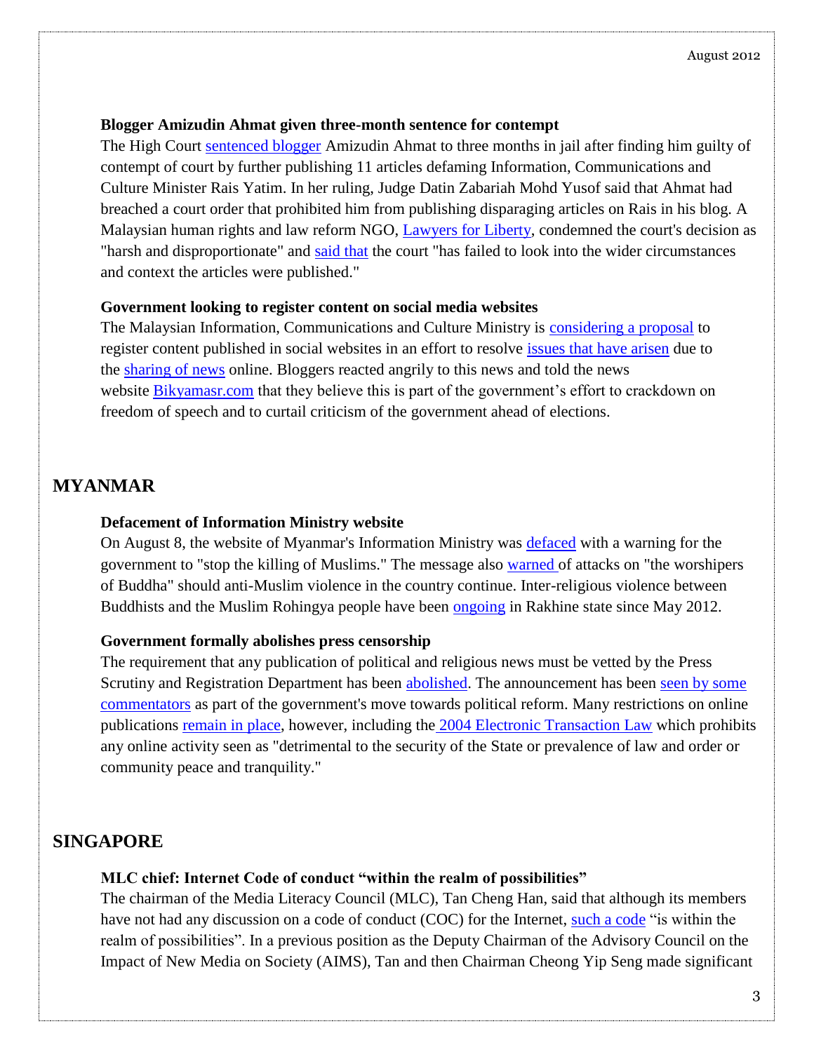### Blogger Amizudin Ahmat given three-month sentence for contempt

The High Court sentenced blogger Amizudin Ahmat to three months in jail after finding him guilty of contempt of court by further publishing 11 articles defaming Information, Communications and Culture Minister Rais Yatim. In her ruling, Judge Datin Zabariah Mohd Yusof said that Ahmat had breached a court order that prohibited him from publishing disparaging articles on Rais in his blog. A Malaysian human rights and law reform NGO, Lawyers for Liberty, condemned the court's decision as "harsh and disproportionate" and said that the court "has failed to look into the wider circumstances and context the articles were published."

### Government looking to register content on social media websites

The Malaysian Information, Communications and Culture Ministry is considering a proposal to register content published in social websites in an effort to resolve issues that have arisen due to the sharing of news online. Bloggers reacted angrily to this news and told the news website Bikyamasr.com that they believe this is part of the government's effort to crackdown on freedom of speech and to curtail criticism of the government ahead of elections.

## MYANMAR

### Defacement of Information Ministry website

On August 8, the website of Myanmar's Information Ministry was defaced with a warning for the government to "stop the killing of Muslims." The message also warned of attacks on "the worshipers of Buddha" should anti-Muslim violence in the country continue. Inter-religious violence between Buddhists and the Muslim Rohingya people have been ongoing in Rakhine state since May 2012.

### Government formally abolishes press censorship

The requirement that any publication of political and religious news must be vetted by the Press Scrutiny and Registration Department has been abolished. The announcement has been seen by some commentators as part of the government's move towards political reform. Many restrictions on online publications remain in place, however, including the 2004 Electronic Transaction Law which prohibits any online activity seen as "detrimental to the security of the State or prevalence of law and order or community peace and tranquility."

## SINGAPORE

### MLC chief: Internet Code of conduct "within the realm of possibilities"

The chairman of the Media Literacy Council (MLC), Tan Cheng Han, said that although its members have not had any discussion on a code of conduct (COC) for the Internet, such a code "is within the realm of possibilities". In a previous position as the Deputy Chairman of the Advisory Council on the Impact of New Media on Society (AIMS), Tan and then Chairman Cheong Yip Seng made significant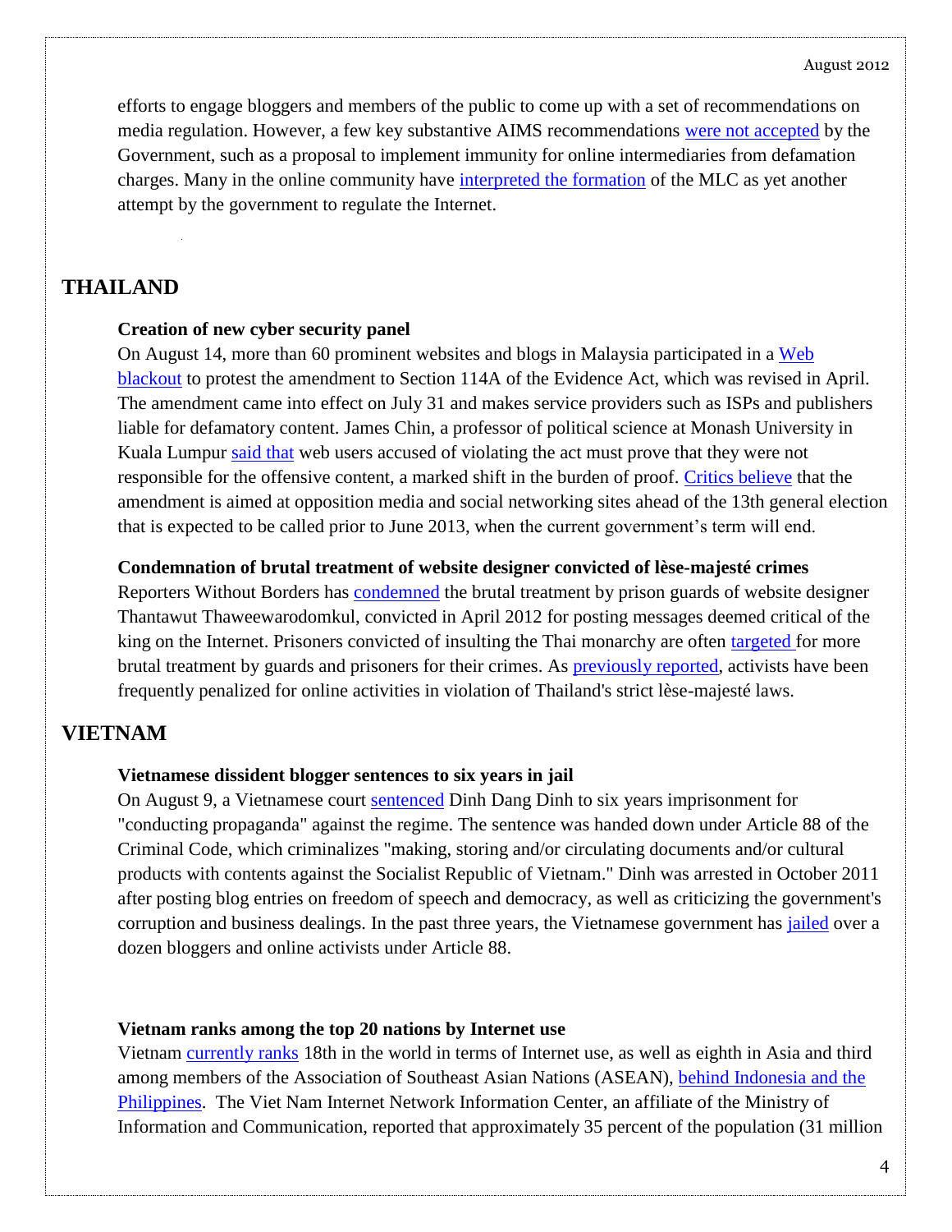efforts to engage bloggers and members of the public to come up with a set of recommendations on media regulation. However, a few key substantive AIMS recommendations were not accepted by the Government, such as a proposal to implement immunity for online intermediaries from defamation charges. Many in the online community have interpreted the formation of the MLC as yet another attempt by the government to regulate the Internet.

## THAILAND

**Creation of new cyber security panel**

On August 14, more than 60 prominent websites and blogs in Malaysia participated in a Web blackout to protest the amendment to Section 114A of the Evidence Act, which was revised in April. The amendment came into effect on July 31 and makes service providers such as ISPs and publishers liable for defamatory content. James Chin, a professor of political science at Monash University in Kuala Lumpur said that web users accused of violating the act must prove that they were not responsible for the offensive content, a marked shift in the burden of proof. Critics believe that the amendment is aimed at opposition media and social networking sites ahead of the 13th general election that is expected to be called prior to June 2013, when the current government's term will end.

**Condemnation of brutal treatment of website designer convicted of lèse-majesté crimes**

Reporters Without Borders has condemned the brutal treatment by prison guards of website designer Thantawut Thaweewarodomkul, convicted in April 2012 for posting messages deemed critical of the king on the Internet. Prisoners convicted of insulting the Thai monarchy are often targeted for more brutal treatment by guards and prisoners for their crimes. As previously reported, activists have been frequently penalized for online activities in violation of Thailand's strict lèse-majesté laws.

## VIETNAM

**Vietnamese dissident blogger sentences to six years in jail**

On August 9, a Vietnamese court sentenced Dinh Dang Dinh to six years imprisonment for "conducting propaganda" against the regime. The sentence was handed down under Article 88 of the Criminal Code, which criminalizes "making, storing and/or circulating documents and/or cultural products with contents against the Socialist Republic of Vietnam." Dinh was arrested in October 2011 after posting blog entries on freedom of speech and democracy, as well as criticizing the government's corruption and business dealings. In the past three years, the Vietnamese government has jailed over a dozen bloggers and online activists under Article 88.

**Vietnam ranks among the top 20 nations by Internet use**

Vietnam currently ranks 18th in the world in terms of Internet use, as well as eighth in Asia and third among members of the Association of Southeast Asian Nations (ASEAN), behind Indonesia and the Philippines. The Viet Nam Internet Network Information Center, an affiliate of the Ministry of Information and Communication, reported that approximately 35 percent of the population (31 million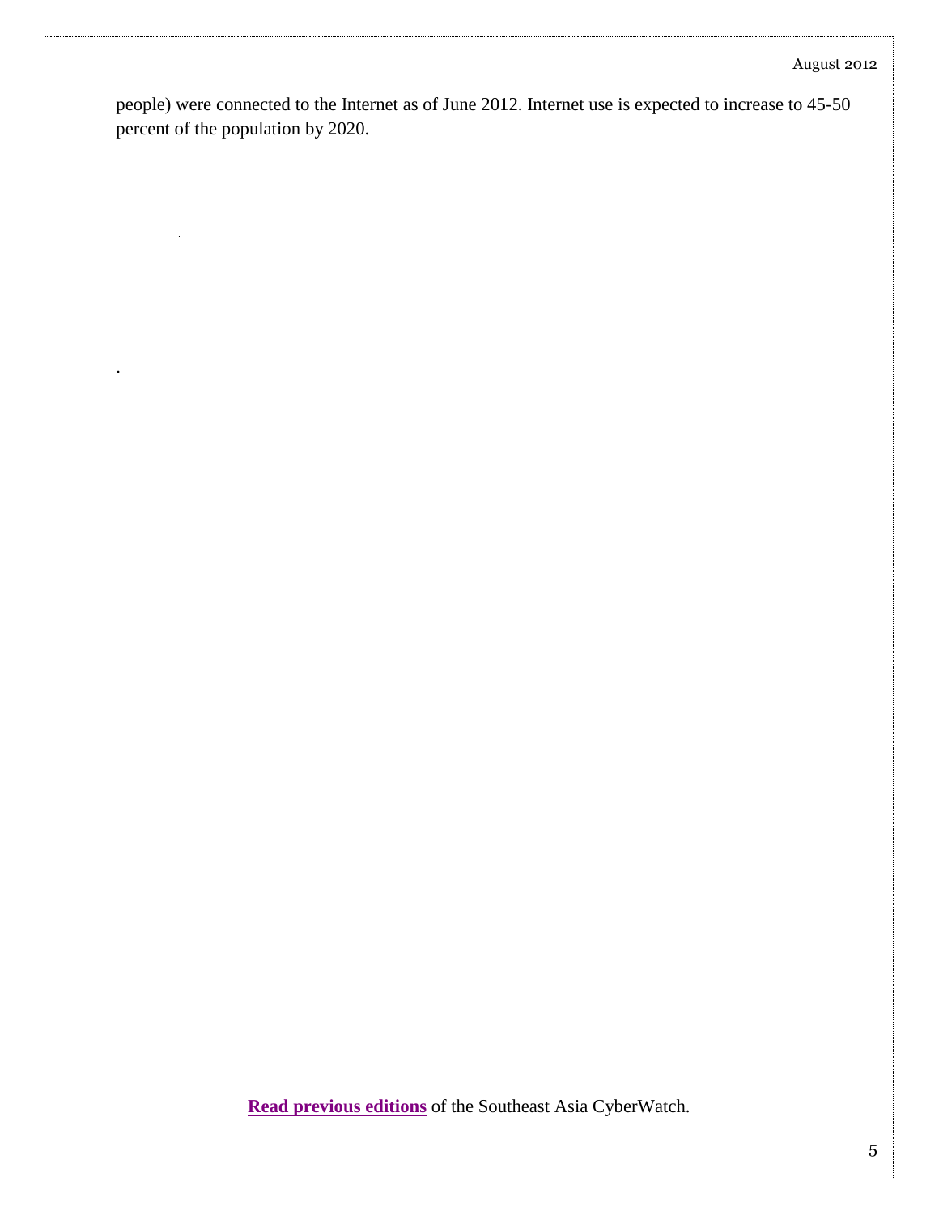people) were connected to the Internet as of June 2012. Internet use is expected to increase to 45-50 percent of the population by 2020.

.

**Read previous editions** of the Southeast Asia CyberWatch.